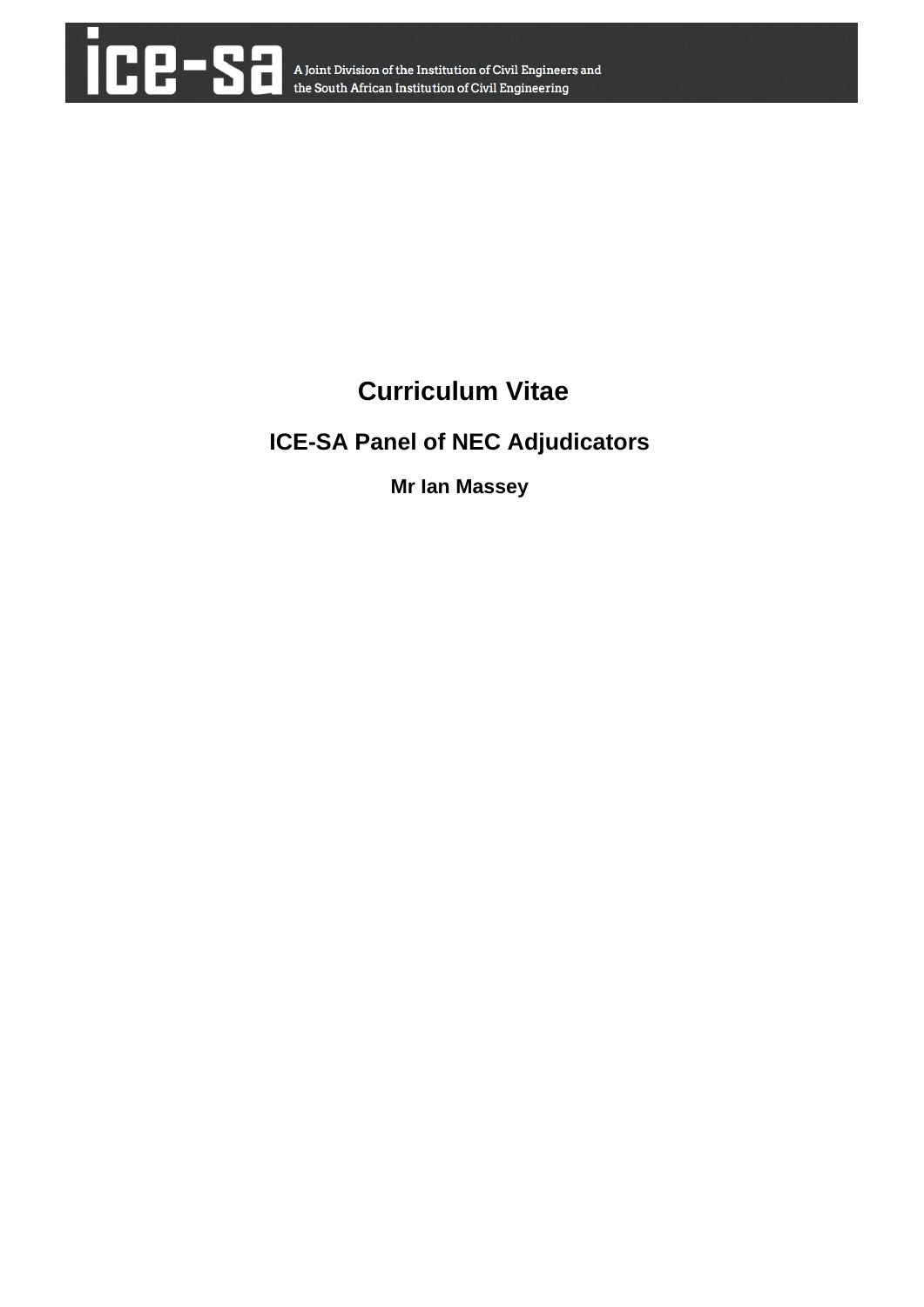ice-sa A Joint Division of the Institution of Civil Engineers and the South African Institution of Civil Engineering

# Curriculum Vitae

## ICE-SA Panel of NEC Adjudicators

### Mr Ian Massey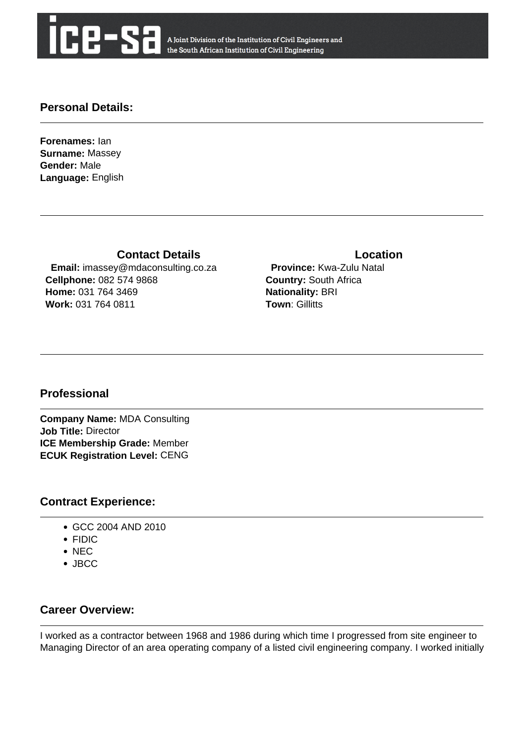## Personal Details:

**Forenames:** Ian
**Surname:** Massey
**Gender:** Male
**Language:** English

### Contact Details

**Email:** imassey@mdaconsulting.co.za
**Cellphone:** 082 574 9868
**Home:** 031 764 3469
**Work:** 031 764 0811

### Location

**Province:** Kwa-Zulu Natal
**Country:** South Africa
**Nationality:** BRI
**Town**: Gillitts

## Professional

**Company Name:** MDA Consulting
**Job Title:** Director
**ICE Membership Grade:** Member
**ECUK Registration Level:** CENG

## Contract Experience:

- GCC 2004 AND 2010
- FIDIC
- NEC
- JBCC

## Career Overview:

I worked as a contractor between 1968 and 1986 during which time I progressed from site engineer to Managing Director of an area operating company of a listed civil engineering company. I worked initially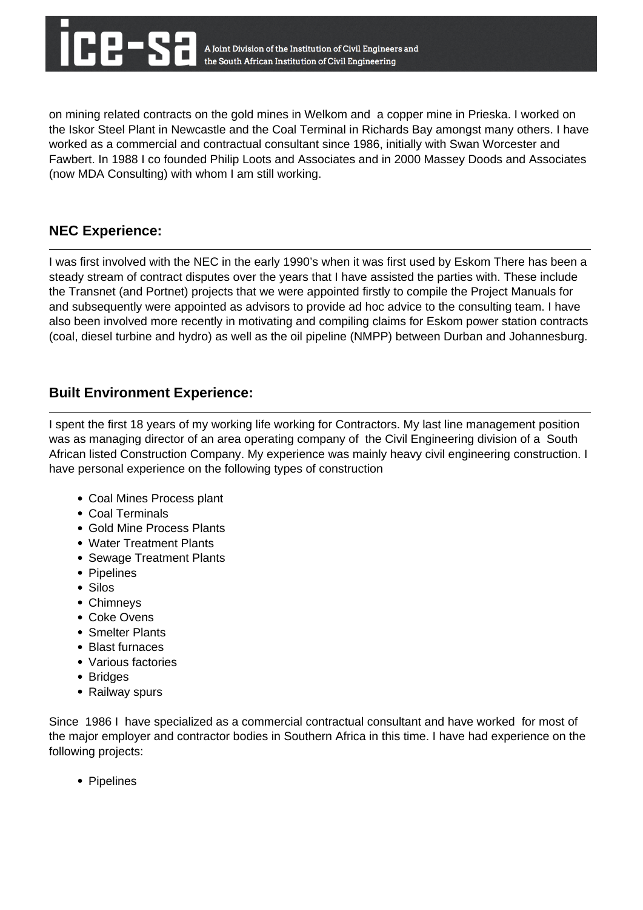on mining related contracts on the gold mines in Welkom and a copper mine in Prieska. I worked on the Iskor Steel Plant in Newcastle and the Coal Terminal in Richards Bay amongst many others. I have worked as a commercial and contractual consultant since 1986, initially with Swan Worcester and Fawbert. In 1988 I co founded Philip Loots and Associates and in 2000 Massey Doods and Associates (now MDA Consulting) with whom I am still working.

## NEC Experience:

I was first involved with the NEC in the early 1990's when it was first used by Eskom There has been a steady stream of contract disputes over the years that I have assisted the parties with. These include the Transnet (and Portnet) projects that we were appointed firstly to compile the Project Manuals for and subsequently were appointed as advisors to provide ad hoc advice to the consulting team. I have also been involved more recently in motivating and compiling claims for Eskom power station contracts (coal, diesel turbine and hydro) as well as the oil pipeline (NMPP) between Durban and Johannesburg.

## Built Environment Experience:

I spent the first 18 years of my working life working for Contractors. My last line management position was as managing director of an area operating company of the Civil Engineering division of a South African listed Construction Company. My experience was mainly heavy civil engineering construction. I have personal experience on the following types of construction

- Coal Mines Process plant
- Coal Terminals
- Gold Mine Process Plants
- Water Treatment Plants
- Sewage Treatment Plants
- Pipelines
- Silos
- Chimneys
- Coke Ovens
- Smelter Plants
- Blast furnaces
- Various factories
- Bridges
- Railway spurs

Since 1986 I have specialized as a commercial contractual consultant and have worked for most of the major employer and contractor bodies in Southern Africa in this time. I have had experience on the following projects:

- Pipelines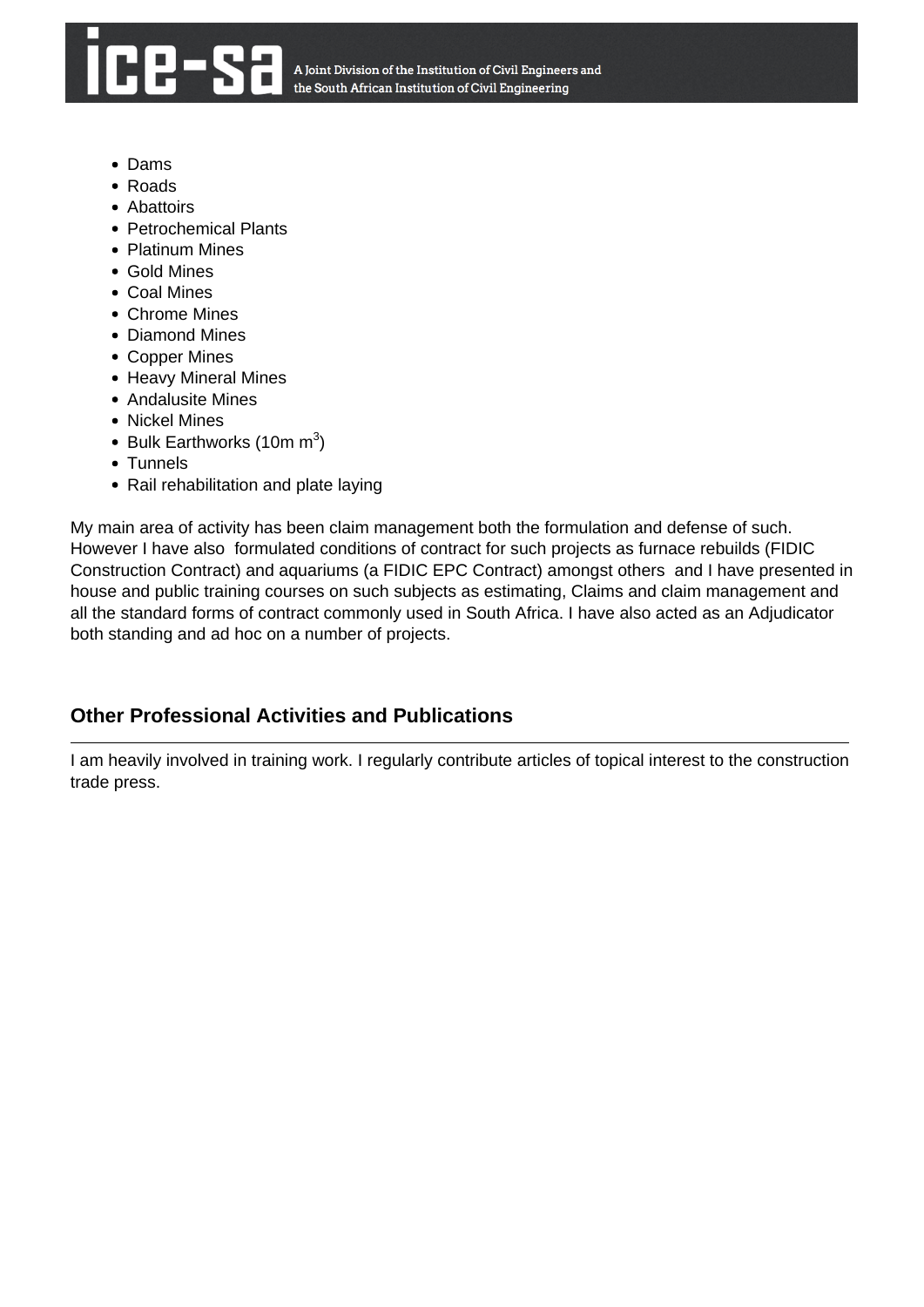- Dams
- Roads
- Abattoirs
- Petrochemical Plants
- Platinum Mines
- Gold Mines
- Coal Mines
- Chrome Mines
- Diamond Mines
- Copper Mines
- Heavy Mineral Mines
- Andalusite Mines
- Nickel Mines
- Bulk Earthworks (10m $m^3$)
- Tunnels
- Rail rehabilitation and plate laying

My main area of activity has been claim management both the formulation and defense of such. However I have also formulated conditions of contract for such projects as furnace rebuilds (FIDIC Construction Contract) and aquariums (a FIDIC EPC Contract) amongst others and I have presented in house and public training courses on such subjects as estimating, Claims and claim management and all the standard forms of contract commonly used in South Africa. I have also acted as an Adjudicator both standing and ad hoc on a number of projects.

## Other Professional Activities and Publications

I am heavily involved in training work. I regularly contribute articles of topical interest to the construction trade press.